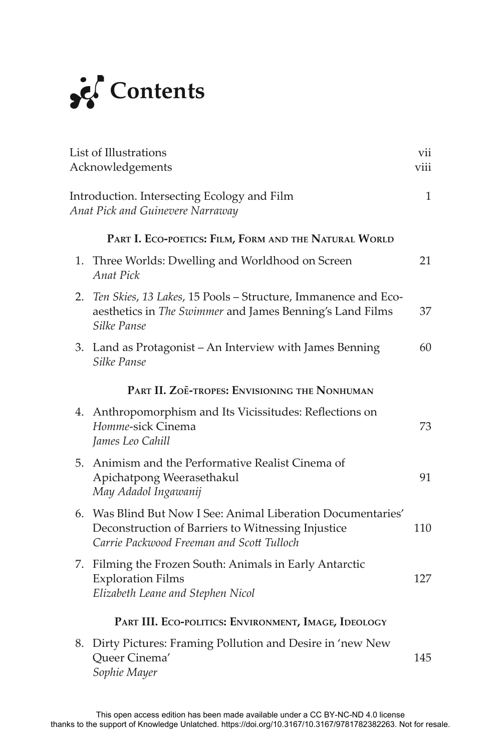# Contents

| | |
|---|---|
| List of Illustrations | vii |
| Acknowledgements | viii |
| Introduction. Intersecting Ecology and Film<br>*Anat Pick and Guinevere Narraway* | 1 |

**Part I. Eco-poetics: Film, Form and the Natural World**

| | | |
|---|---|---|
| 1. | Three Worlds: Dwelling and Worldhood on Screen<br>*Anat Pick* | 21 |
| 2. | *Ten Skies*, *13 Lakes*, 15 Pools – Structure, Immanence and Eco-aesthetics in *The Swimmer* and James Benning's Land Films<br>*Silke Panse* | 37 |
| 3. | Land as Protagonist – An Interview with James Benning<br>*Silke Panse* | 60 |

**Part II. Zoē-tropes: Envisioning the Nonhuman**

| | | |
|---|---|---|
| 4. | Anthropomorphism and Its Vicissitudes: Reflections on *Homme*-sick Cinema<br>*James Leo Cahill* | 73 |
| 5. | Animism and the Performative Realist Cinema of Apichatpong Weerasethakul<br>*May Adadol Ingawanij* | 91 |
| 6. | Was Blind But Now I See: Animal Liberation Documentaries' Deconstruction of Barriers to Witnessing Injustice<br>*Carrie Packwood Freeman and Scott Tulloch* | 110 |
| 7. | Filming the Frozen South: Animals in Early Antarctic Exploration Films<br>*Elizabeth Leane and Stephen Nicol* | 127 |

**Part III. Eco-politics: Environment, Image, Ideology**

| | | |
|---|---|---|
| 8. | Dirty Pictures: Framing Pollution and Desire in 'new New Queer Cinema'<br>*Sophie Mayer* | 145 |

This open access edition has been made available under a CC BY-NC-ND 4.0 license thanks to the support of Knowledge Unlatched. https://doi.org/10.3167/10.3167/9781782382263. Not for resale.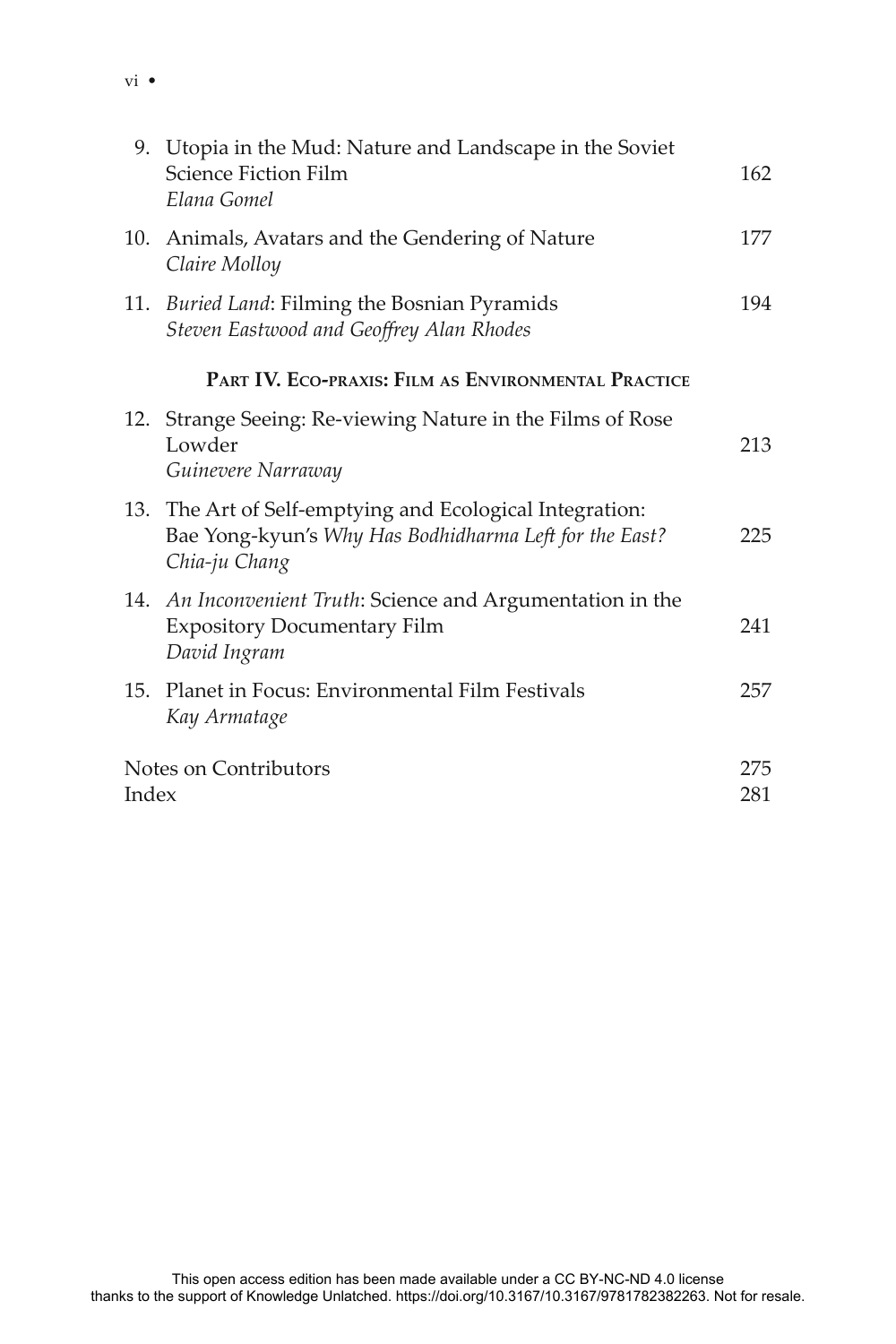9. Utopia in the Mud: Nature and Landscape in the Soviet Science Fiction Film 162
*Elana Gomel*

10. Animals, Avatars and the Gendering of Nature 177
*Claire Molloy*

11. *Buried Land*: Filming the Bosnian Pyramids 194
*Steven Eastwood and Geoffrey Alan Rhodes*

**Part IV. Eco-praxis: Film as Environmental Practice**

12. Strange Seeing: Re-viewing Nature in the Films of Rose Lowder 213
*Guinevere Narraway*

13. The Art of Self-emptying and Ecological Integration: Bae Yong-kyun's *Why Has Bodhidharma Left for the East?* 225
*Chia-ju Chang*

14. *An Inconvenient Truth*: Science and Argumentation in the Expository Documentary Film 241
*David Ingram*

15. Planet in Focus: Environmental Film Festivals 257
*Kay Armatage*

Notes on Contributors 275

Index 281

This open access edition has been made available under a CC BY-NC-ND 4.0 license thanks to the support of Knowledge Unlatched. https://doi.org/10.3167/10.3167/9781782382263. Not for resale.